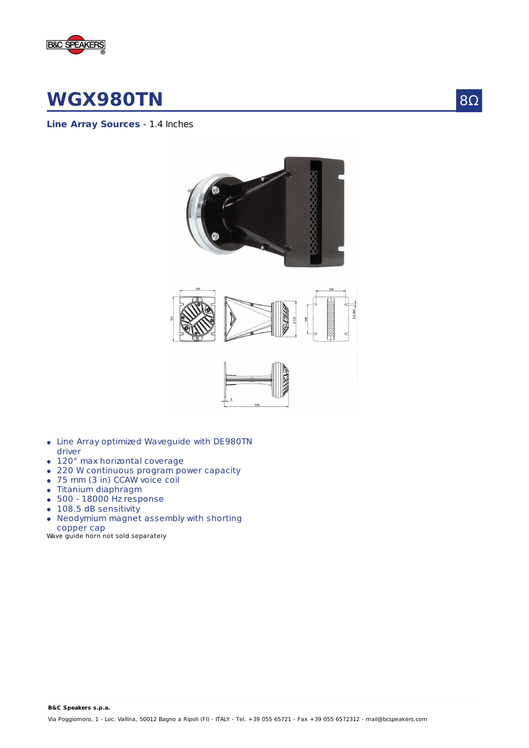# WGX980TN

8Ω

**Line Array Sources** - 1.4 Inches

- Line Array optimized Waveguide with DE980TN driver
- 120° max horizontal coverage
- 220 W continuous program power capacity
- 75 mm (3 in) CCAW voice coil
- Titanium diaphragm
- 500 - 18000 Hz response
- 108.5 dB sensitivity
- Neodymium magnet assembly with shorting copper cap

Wave guide horn not sold separately

**B&C Speakers s.p.a.**

Via Poggiomoro, 1 - Loc. Vallina, 50012 Bagno a Ripoli (FI) - ITALY - Tel. +39 055 65721 - Fax +39 055 6572312 - mail@bcspeakers.com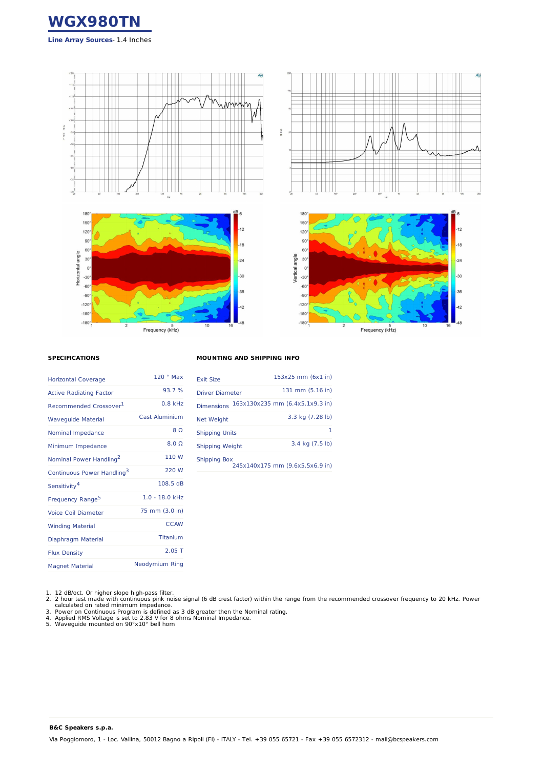# WGX980TN

**Line Array Sources**- 1.4 Inches

180°
150°
120°
90°
60°
30°
0°
-30°
-60°
-90°
-120°
-150°
-180°
Horizontal angle
1 2 5 10 16
Frequency (kHz)
dB -6 -12 -18 -24 -30 -36 -42 -48

180°
150°
120°
90°
60°
30°
0°
-30°
-60°
-90°
-120°
-150°
-180°
Vertical angle
1 2 5 10 16
Frequency (kHz)
dB -6 -12 -18 -24 -30 -36 -42 -48

### SPECIFICATIONS

| | |
|---|---|
| Horizontal Coverage | 120 ° Max |
| Active Radiating Factor | 93.7 % |
| Recommended Crossover[1] | 0.8 kHz |
| Waveguide Material | Cast Aluminium |
| Nominal Impedance | 8 Ω |
| Minimum Impedance | 8.0 Ω |
| Nominal Power Handling[2] | 110 W |
| Continuous Power Handling[3] | 220 W |
| Sensitivity[4] | 108.5 dB |
| Frequency Range[5] | 1.0 - 18.0 kHz |
| Voice Coil Diameter | 75 mm (3.0 in) |
| Winding Material | CCAW |
| Diaphragm Material | Titanium |
| Flux Density | 2.05 T |
| Magnet Material | Neodymium Ring |

### MOUNTING AND SHIPPING INFO

| | |
|---|---|
| Exit Size | 153x25 mm (6x1 in) |
| Driver Diameter | 131 mm (5.16 in) |
| Dimensions | 163x130x235 mm (6.4x5.1x9.3 in) |
| Net Weight | 3.3 kg (7.28 lb) |
| Shipping Units | 1 |
| Shipping Weight | 3.4 kg (7.5 lb) |
| Shipping Box | 245x140x175 mm (9.6x5.5x6.9 in) |

1. 12 dB/oct. Or higher slope high-pass filter.
2. 2 hour test made with continuous pink noise signal (6 dB crest factor) within the range from the recommended crossover frequency to 20 kHz. Power calculated on rated minimum impedance.
3. Power on Continuous Program is defined as 3 dB greater then the Nominal rating.
4. Applied RMS Voltage is set to 2.83 V for 8 ohms Nominal Impedance.
5. Waveguide mounted on 90°x10° bell horn

**B&C Speakers s.p.a.**

Via Poggiomoro, 1 - Loc. Vallina, 50012 Bagno a Ripoli (FI) - ITALY - Tel. +39 055 65721 - Fax +39 055 6572312 - mail@bcspeakers.com